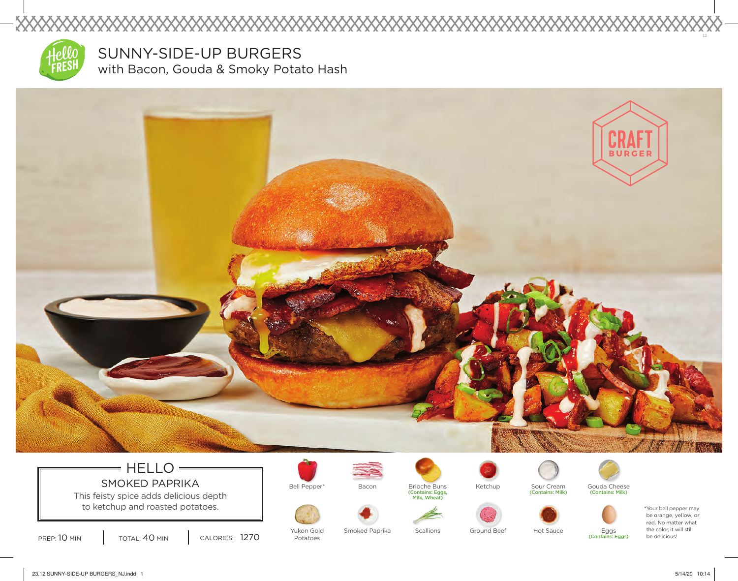# SUNNY-SIDE-UP BURGERS

## with Bacon, Gouda & Smoky Potato Hash

CRAFT BURGER

## HELLO

### SMOKED PAPRIKA

This feisty spice adds delicious depth to ketchup and roasted potatoes.

PREP: 10 MIN | TOTAL: 40 MIN | CALORIES: 1270

- Bell Pepper*
- Bacon
- Brioche Buns (Contains: Eggs, Milk, Wheat)
- Ketchup
- Sour Cream (Contains: Milk)
- Gouda Cheese (Contains: Milk)
- Yukon Gold Potatoes
- Smoked Paprika
- Scallions
- Ground Beef
- Hot Sauce
- Eggs (Contains: Eggs)

*Your bell pepper may be orange, yellow, or red. No matter what the color, it will still be delicious!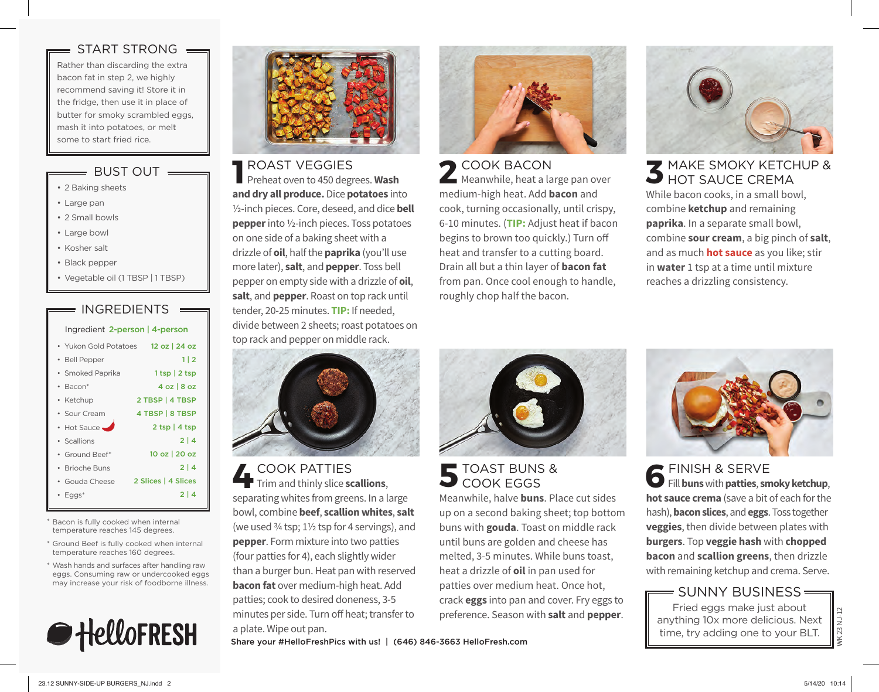## START STRONG

Rather than discarding the extra bacon fat in step 2, we highly recommend saving it! Store it in the fridge, then use it in place of butter for smoky scrambled eggs, mash it into potatoes, or melt some to start fried rice.

## BUST OUT

- 2 Baking sheets
- Large pan
- 2 Small bowls
- Large bowl
- Kosher salt
- Black pepper
- Vegetable oil (1 TBSP | 1 TBSP)

## INGREDIENTS

| Ingredient | 2-person \| 4-person |
|---|---|
| Yukon Gold Potatoes | 12 oz \| 24 oz |
| Bell Pepper | 1 \| 2 |
| Smoked Paprika | 1 tsp \| 2 tsp |
| Bacon* | 4 oz \| 8 oz |
| Ketchup | 2 TBSP \| 4 TBSP |
| Sour Cream | 4 TBSP \| 8 TBSP |
| Hot Sauce | 2 tsp \| 4 tsp |
| Scallions | 2 \| 4 |
| Ground Beef* | 10 oz \| 20 oz |
| Brioche Buns | 2 \| 4 |
| Gouda Cheese | 2 Slices \| 4 Slices |
| Eggs* | 2 \| 4 |

\* Bacon is fully cooked when internal temperature reaches 145 degrees.

\* Ground Beef is fully cooked when internal temperature reaches 160 degrees.

\* Wash hands and surfaces after handling raw eggs. Consuming raw or undercooked eggs may increase your risk of foodborne illness.

HelloFRESH

## 1 ROAST VEGGIES

Preheat oven to 450 degrees. **Wash and dry all produce.** Dice **potatoes** into ½-inch pieces. Core, deseed, and dice **bell pepper** into ½-inch pieces. Toss potatoes on one side of a baking sheet with a drizzle of **oil**, half the **paprika** (you'll use more later), **salt**, and **pepper**. Toss bell pepper on empty side with a drizzle of **oil**, **salt**, and **pepper**. Roast on top rack until tender, 20-25 minutes. **TIP:** If needed, divide between 2 sheets; roast potatoes on top rack and pepper on middle rack.

## 2 COOK BACON

Meanwhile, heat a large pan over medium-high heat. Add **bacon** and cook, turning occasionally, until crispy, 6-10 minutes. (**TIP:** Adjust heat if bacon begins to brown too quickly.) Turn off heat and transfer to a cutting board. Drain all but a thin layer of **bacon fat** from pan. Once cool enough to handle, roughly chop half the bacon.

## 3 MAKE SMOKY KETCHUP & HOT SAUCE CREMA

While bacon cooks, in a small bowl, combine **ketchup** and remaining **paprika**. In a separate small bowl, combine **sour cream**, a big pinch of **salt**, and as much **hot sauce** as you like; stir in **water** 1 tsp at a time until mixture reaches a drizzling consistency.

## 4 COOK PATTIES

Trim and thinly slice **scallions**, separating whites from greens. In a large bowl, combine **beef**, **scallion whites**, **salt** (we used ¾ tsp; 1½ tsp for 4 servings), and **pepper**. Form mixture into two patties (four patties for 4), each slightly wider than a burger bun. Heat pan with reserved **bacon fat** over medium-high heat. Add patties; cook to desired doneness, 3-5 minutes per side. Turn off heat; transfer to a plate. Wipe out pan.

## 5 TOAST BUNS & COOK EGGS

Meanwhile, halve **buns**. Place cut sides up on a second baking sheet; top bottom buns with **gouda**. Toast on middle rack until buns are golden and cheese has melted, 3-5 minutes. While buns toast, heat a drizzle of **oil** in pan used for patties over medium heat. Once hot, crack **eggs** into pan and cover. Fry eggs to preference. Season with **salt** and **pepper**.

## 6 FINISH & SERVE

Fill **buns** with **patties**, **smoky ketchup**, **hot sauce crema** (save a bit of each for the hash), **bacon slices**, and **eggs**. Toss together **veggies**, then divide between plates with **burgers**. Top **veggie hash** with **chopped bacon** and **scallion greens**, then drizzle with remaining ketchup and crema. Serve.

## SUNNY BUSINESS

Fried eggs make just about anything 10x more delicious. Next time, try adding one to your BLT.

Share your #HelloFreshPics with us! | (646) 846-3663 HelloFresh.com

WK 23 NJ-12